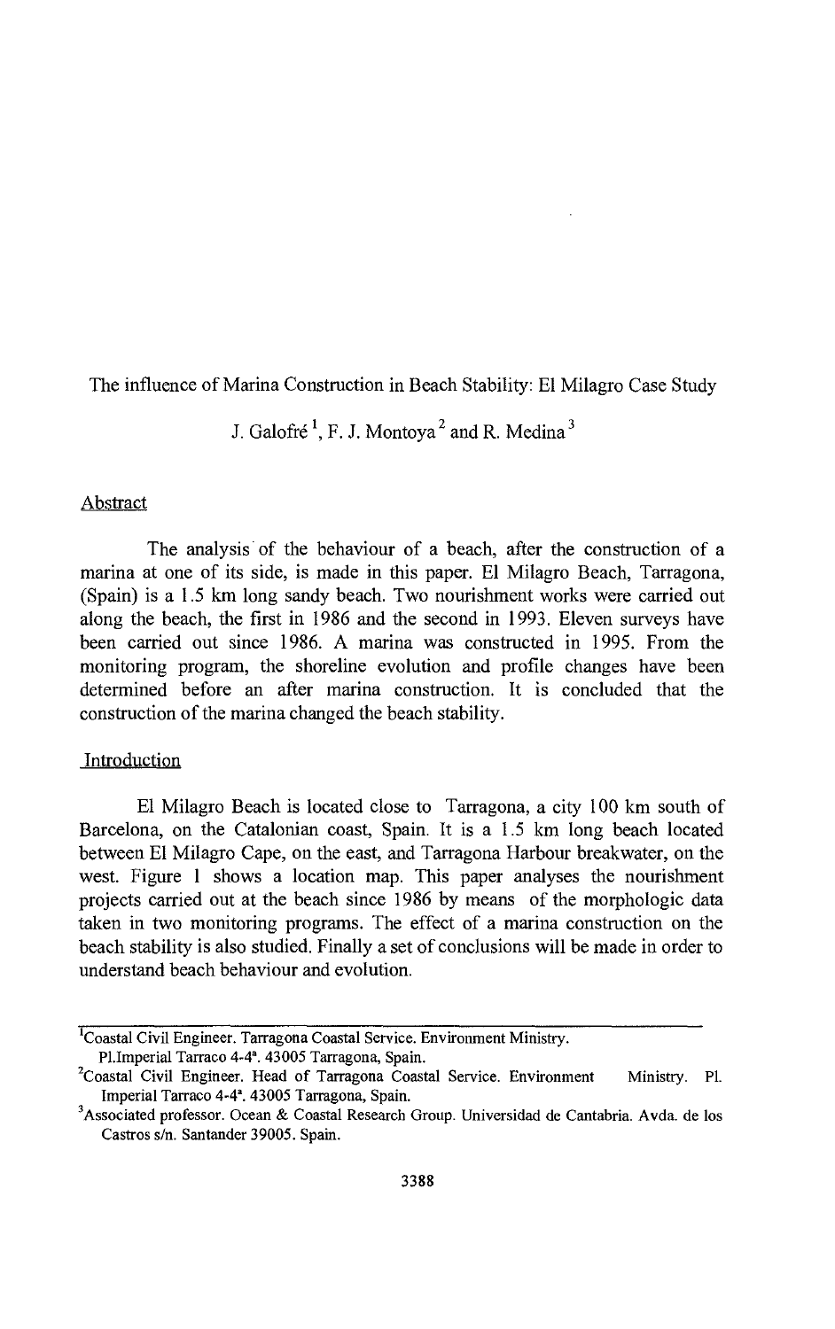# The influence of Marina Construction in Beach Stability: El Milagro Case Study

J. Galofré [1], F. J. Montoya [2] and R. Medina [3]

## Abstract

The analysis of the behaviour of a beach, after the construction of a marina at one of its side, is made in this paper. El Milagro Beach, Tarragona, (Spain) is a 1.5 km long sandy beach. Two nourishment works were carried out along the beach, the first in 1986 and the second in 1993. Eleven surveys have been carried out since 1986. A marina was constructed in 1995. From the monitoring program, the shoreline evolution and profile changes have been determined before an after marina construction. It is concluded that the construction of the marina changed the beach stability.

## Introduction

El Milagro Beach is located close to Tarragona, a city 100 km south of Barcelona, on the Catalonian coast, Spain. It is a 1.5 km long beach located between El Milagro Cape, on the east, and Tarragona Harbour breakwater, on the west. Figure 1 shows a location map. This paper analyses the nourishment projects carried out at the beach since 1986 by means of the morphologic data taken in two monitoring programs. The effect of a marina construction on the beach stability is also studied. Finally a set of conclusions will be made in order to understand beach behaviour and evolution.

---

[1] Coastal Civil Engineer. Tarragona Coastal Service. Environment Ministry. Pl.Imperial Tarraco 4-4ª. 43005 Tarragona, Spain.

[2] Coastal Civil Engineer. Head of Tarragona Coastal Service. Environment Ministry. Pl. Imperial Tarraco 4-4ª. 43005 Tarragona, Spain.

[3] Associated professor. Ocean & Coastal Research Group. Universidad de Cantabria. Avda. de los Castros s/n. Santander 39005. Spain.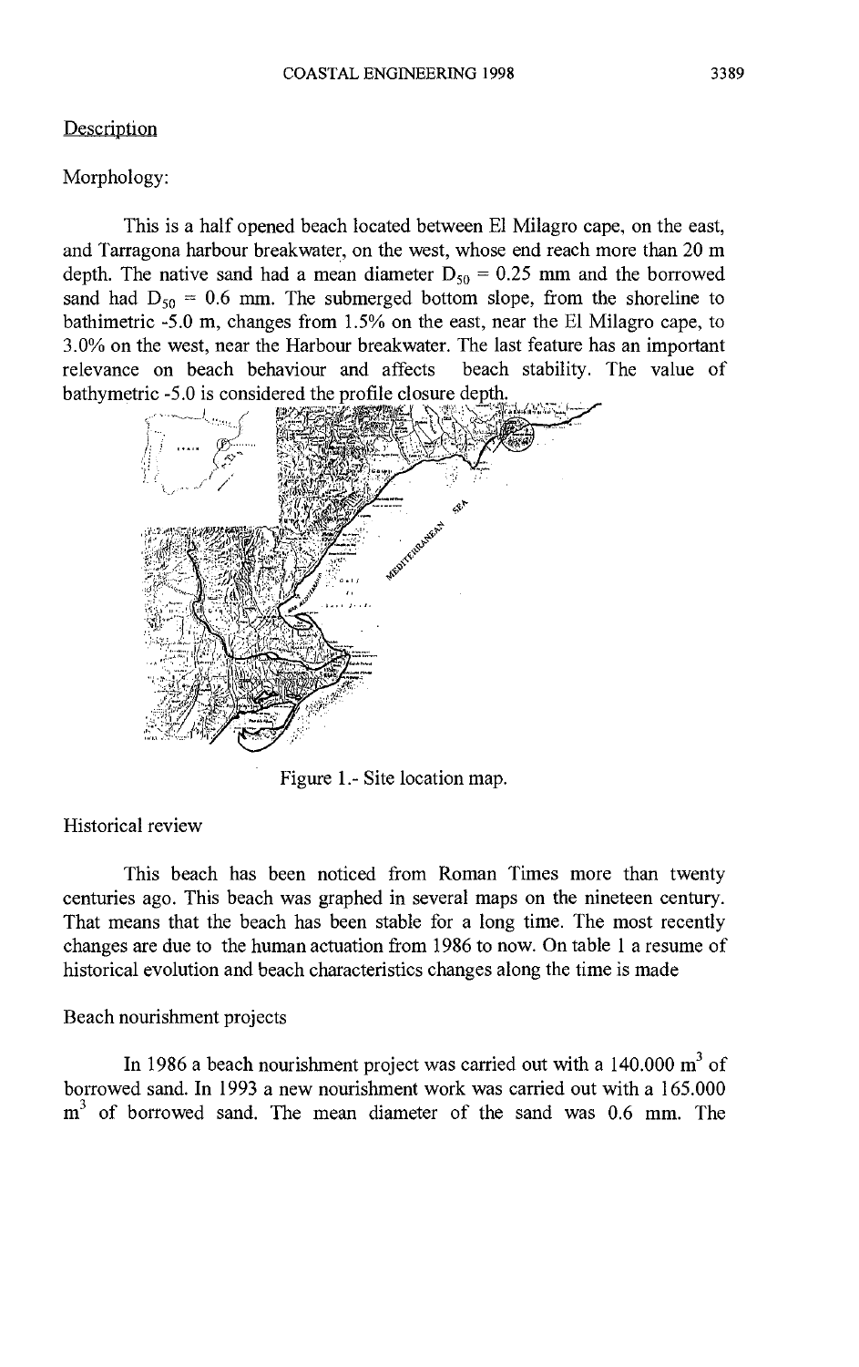## Description

Morphology:

This is a half opened beach located between El Milagro cape, on the east, and Tarragona harbour breakwater, on the west, whose end reach more than 20 m depth. The native sand had a mean diameter $D_{50}$ = 0.25 mm and the borrowed sand had $D_{50}$ = 0.6 mm. The submerged bottom slope, from the shoreline to bathimetric -5.0 m, changes from 1.5% on the east, near the El Milagro cape, to 3.0% on the west, near the Harbour breakwater. The last feature has an important relevance on beach behaviour and affects beach stability. The value of bathymetric -5.0 is considered the profile closure depth.

Figure 1.- Site location map.

Historical review

This beach has been noticed from Roman Times more than twenty centuries ago. This beach was graphed in several maps on the nineteen century. That means that the beach has been stable for a long time. The most recently changes are due to the human actuation from 1986 to now. On table 1 a resume of historical evolution and beach characteristics changes along the time is made

Beach nourishment projects

In 1986 a beach nourishment project was carried out with a 140.000 $m^3$ of borrowed sand. In 1993 a new nourishment work was carried out with a 165.000 $m^3$ of borrowed sand. The mean diameter of the sand was 0.6 mm. The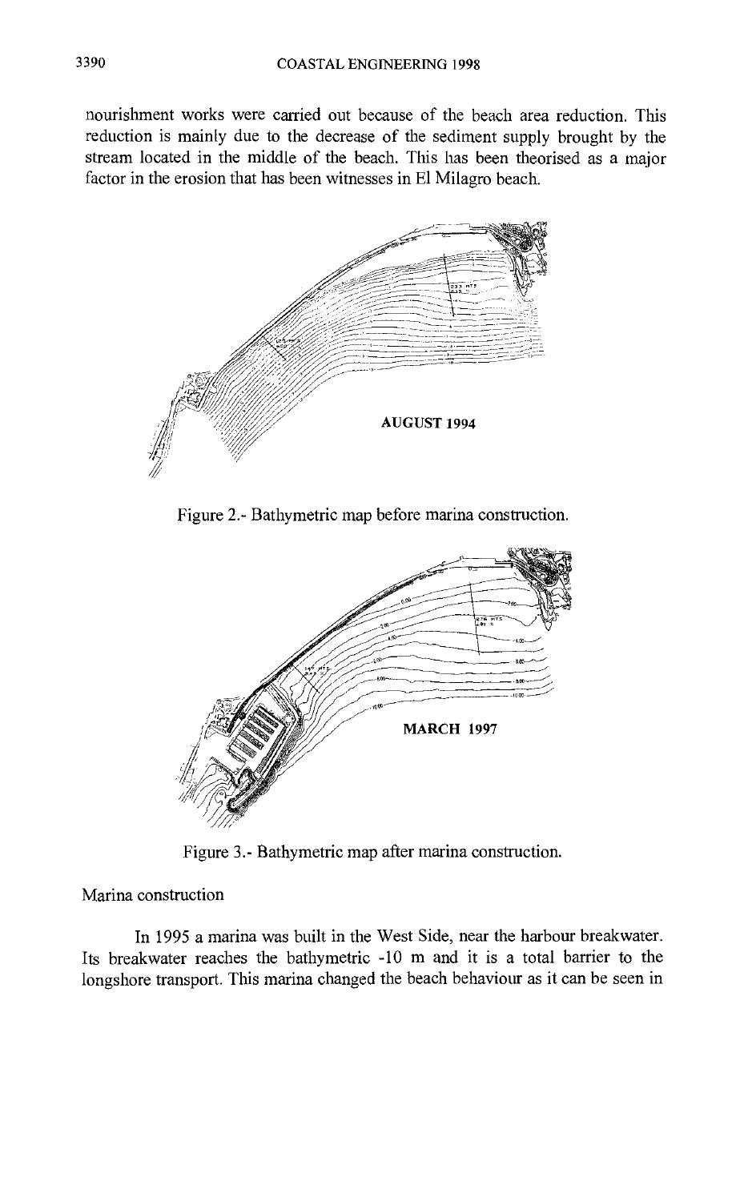nourishment works were carried out because of the beach area reduction. This reduction is mainly due to the decrease of the sediment supply brought by the stream located in the middle of the beach. This has been theorised as a major factor in the erosion that has been witnesses in El Milagro beach.

Figure 2.- Bathymetric map before marina construction.

Figure 3.- Bathymetric map after marina construction.

Marina construction

In 1995 a marina was built in the West Side, near the harbour breakwater. Its breakwater reaches the bathymetric -10 m and it is a total barrier to the longshore transport. This marina changed the beach behaviour as it can be seen in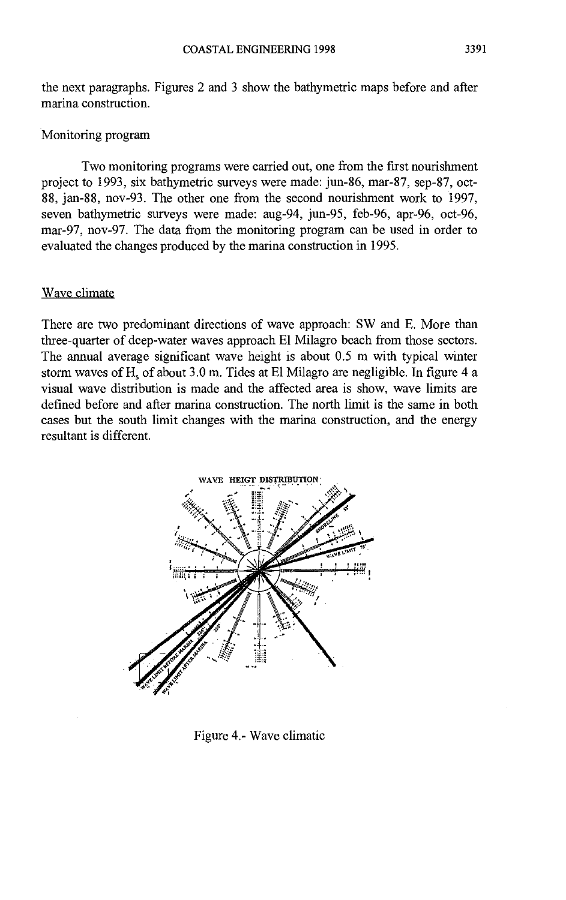the next paragraphs. Figures 2 and 3 show the bathymetric maps before and after marina construction.

Monitoring program

Two monitoring programs were carried out, one from the first nourishment project to 1993, six bathymetric surveys were made: jun-86, mar-87, sep-87, oct-88, jan-88, nov-93. The other one from the second nourishment work to 1997, seven bathymetric surveys were made: aug-94, jun-95, feb-96, apr-96, oct-96, mar-97, nov-97. The data from the monitoring program can be used in order to evaluated the changes produced by the marina construction in 1995.

## Wave climate

There are two predominant directions of wave approach: SW and E. More than three-quarter of deep-water waves approach El Milagro beach from those sectors. The annual average significant wave height is about 0.5 m with typical winter storm waves of $H_s$ of about 3.0 m. Tides at El Milagro are negligible. In figure 4 a visual wave distribution is made and the affected area is show, wave limits are defined before and after marina construction. The north limit is the same in both cases but the south limit changes with the marina construction, and the energy resultant is different.

Figure 4.- Wave climatic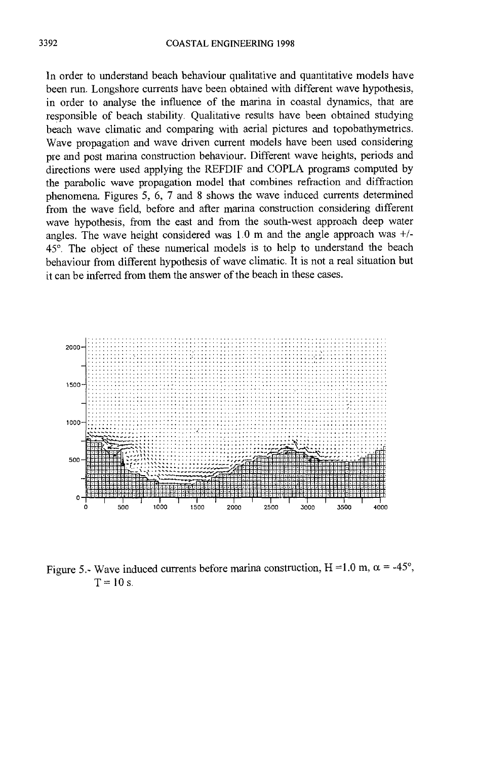In order to understand beach behaviour qualitative and quantitative models have been run. Longshore currents have been obtained with different wave hypothesis, in order to analyse the influence of the marina in coastal dynamics, that are responsible of beach stability. Qualitative results have been obtained studying beach wave climatic and comparing with aerial pictures and topobathymetrics. Wave propagation and wave driven current models have been used considering pre and post marina construction behaviour. Different wave heights, periods and directions were used applying the REFDIF and COPLA programs computed by the parabolic wave propagation model that combines refraction and diffraction phenomena. Figures 5, 6, 7 and 8 shows the wave induced currents determined from the wave field, before and after marina construction considering different wave hypothesis, from the east and from the south-west approach deep water angles. The wave height considered was 1.0 m and the angle approach was +/- 45°. The object of these numerical models is to help to understand the beach behaviour from different hypothesis of wave climatic. It is not a real situation but it can be inferred from them the answer of the beach in these cases.

Figure 5.- Wave induced currents before marina construction, $H = 1.0$ m, $\alpha = -45°$, $T = 10$ s.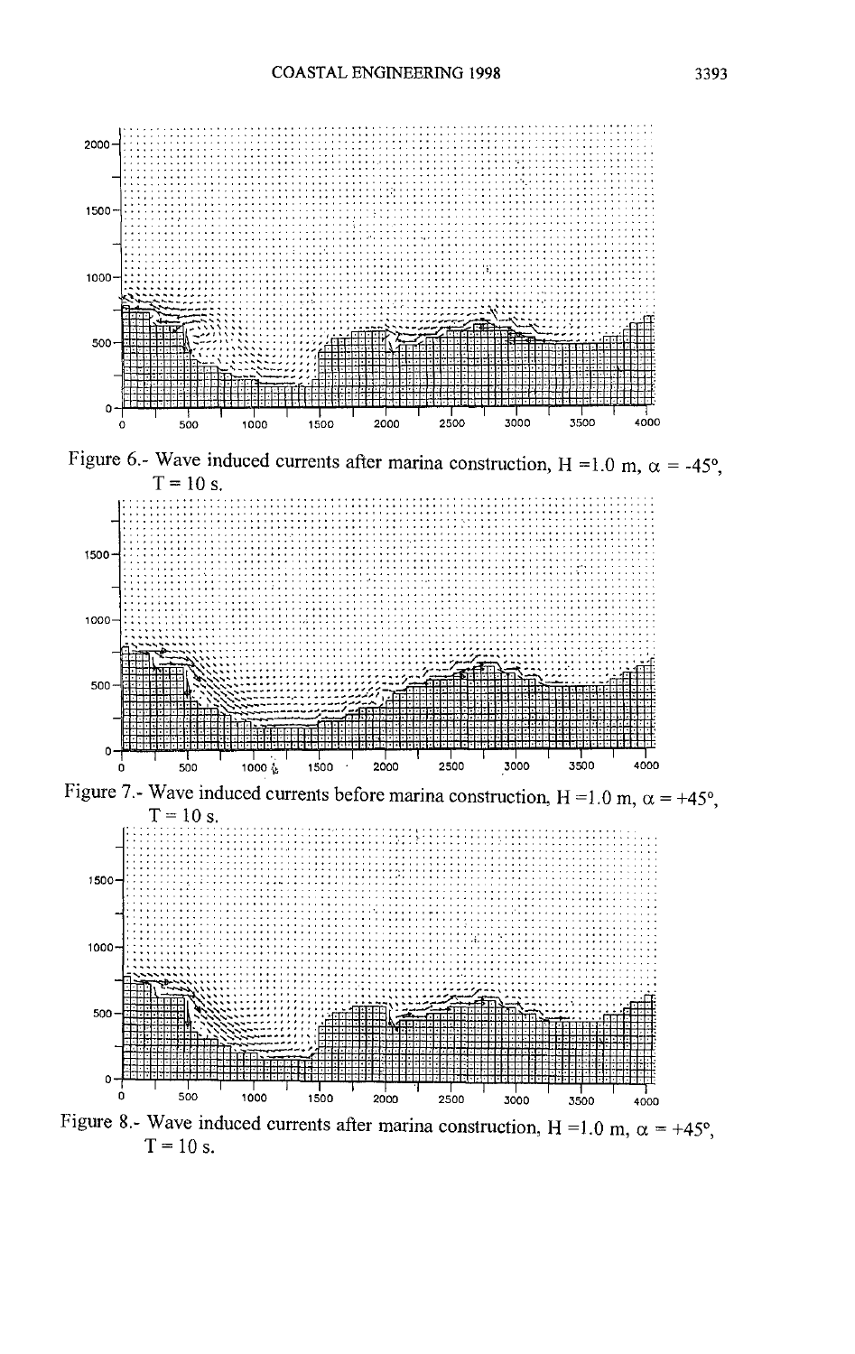Figure 6.- Wave induced currents after marina construction, H =1.0 m, $\alpha$ = -45°, T = 10 s.

Figure 7.- Wave induced currents before marina construction, H =1.0 m, $\alpha$ = +45°, T = 10 s.

Figure 8.- Wave induced currents after marina construction, H =1.0 m, $\alpha$ = +45°, T = 10 s.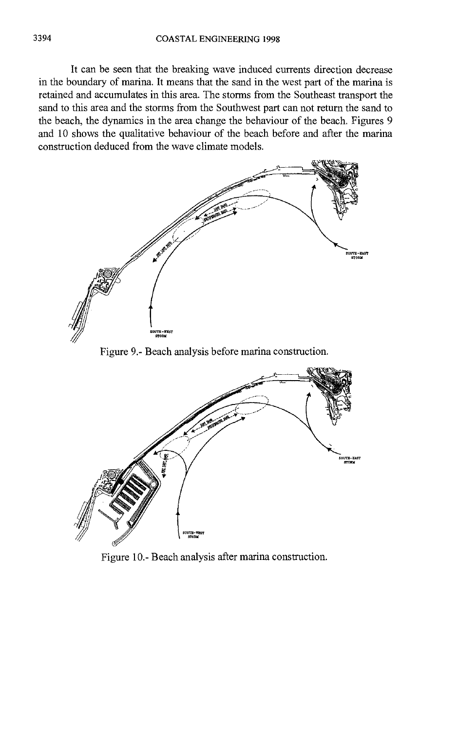It can be seen that the breaking wave induced currents direction decrease in the boundary of marina. It means that the sand in the west part of the marina is retained and accumulates in this area. The storms from the Southeast transport the sand to this area and the storms from the Southwest part can not return the sand to the beach, the dynamics in the area change the behaviour of the beach. Figures 9 and 10 shows the qualitative behaviour of the beach before and after the marina construction deduced from the wave climate models.

Figure 9.- Beach analysis before marina construction.

Figure 10.- Beach analysis after marina construction.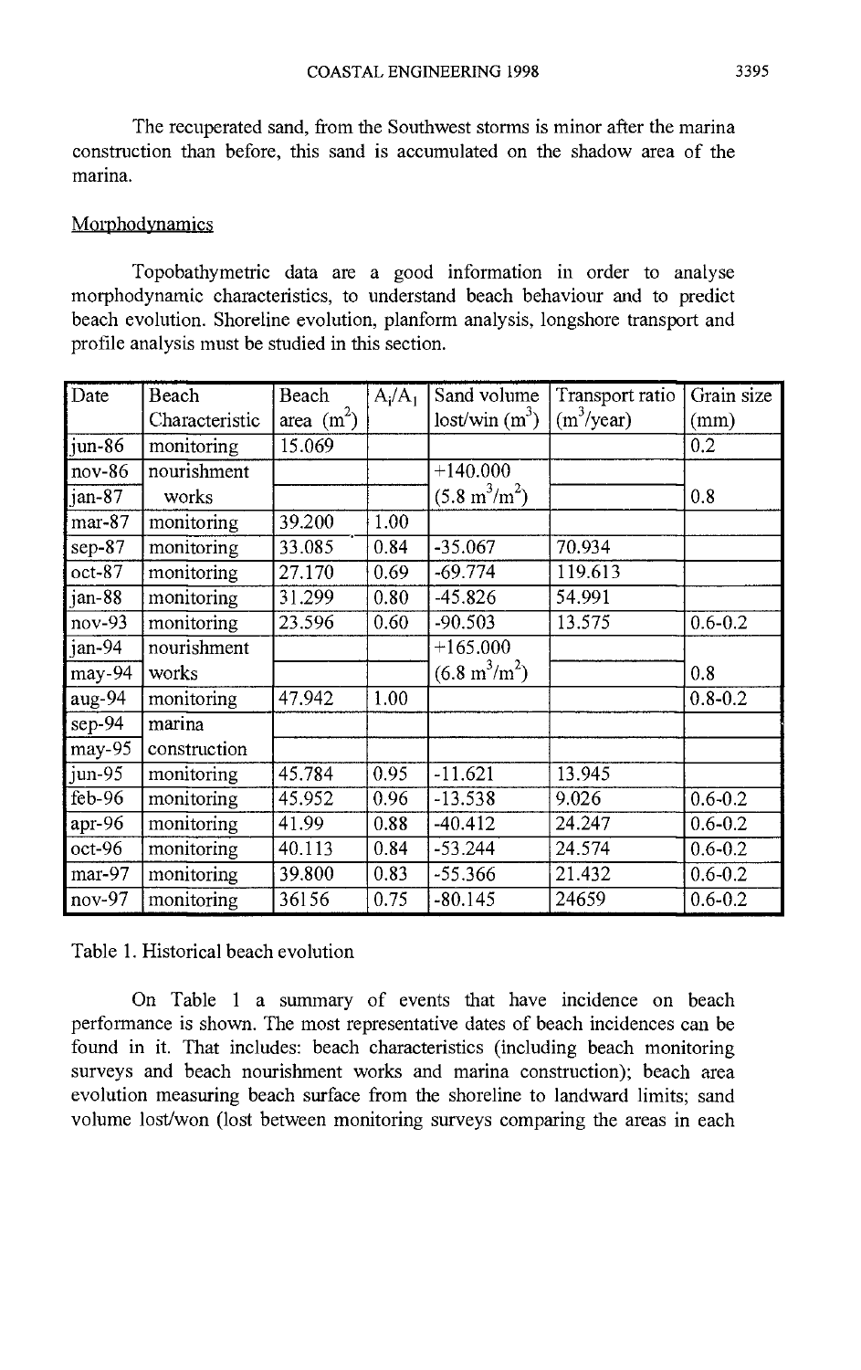The recuperated sand, from the Southwest storms is minor after the marina construction than before, this sand is accumulated on the shadow area of the marina.

Morphodynamics

Topobathymetric data are a good information in order to analyse morphodynamic characteristics, to understand beach behaviour and to predict beach evolution. Shoreline evolution, planform analysis, longshore transport and profile analysis must be studied in this section.

| Date | Beach Characteristic | Beach area ($m^2$) | $A_i/A_1$ | Sand volume lost/win ($m^3$) | Transport ratio ($m^3$/year) | Grain size (mm) |
|---|---|---|---|---|---|---|
| jun-86 | monitoring | 15.069 | | | | 0.2 |
| nov-86 | nourishment | | | +140.000 | | |
| jan-87 | works | | | (5.8 $m^3/m^2$) | | 0.8 |
| mar-87 | monitoring | 39.200 | 1.00 | | | |
| sep-87 | monitoring | 33.085 | 0.84 | -35.067 | 70.934 | |
| oct-87 | monitoring | 27.170 | 0.69 | -69.774 | 119.613 | |
| jan-88 | monitoring | 31.299 | 0.80 | -45.826 | 54.991 | |
| nov-93 | monitoring | 23.596 | 0.60 | -90.503 | 13.575 | 0.6-0.2 |
| jan-94 | nourishment | | | +165.000 | | |
| may-94 | works | | | (6.8 $m^3/m^2$) | | 0.8 |
| aug-94 | monitoring | 47.942 | 1.00 | | | 0.8-0.2 |
| sep-94 | marina | | | | | |
| may-95 | construction | | | | | |
| jun-95 | monitoring | 45.784 | 0.95 | -11.621 | 13.945 | |
| feb-96 | monitoring | 45.952 | 0.96 | -13.538 | 9.026 | 0.6-0.2 |
| apr-96 | monitoring | 41.99 | 0.88 | -40.412 | 24.247 | 0.6-0.2 |
| oct-96 | monitoring | 40.113 | 0.84 | -53.244 | 24.574 | 0.6-0.2 |
| mar-97 | monitoring | 39.800 | 0.83 | -55.366 | 21.432 | 0.6-0.2 |
| nov-97 | monitoring | 36156 | 0.75 | -80.145 | 24659 | 0.6-0.2 |

Table 1. Historical beach evolution

On Table 1 a summary of events that have incidence on beach performance is shown. The most representative dates of beach incidences can be found in it. That includes: beach characteristics (including beach monitoring surveys and beach nourishment works and marina construction); beach area evolution measuring beach surface from the shoreline to landward limits; sand volume lost/won (lost between monitoring surveys comparing the areas in each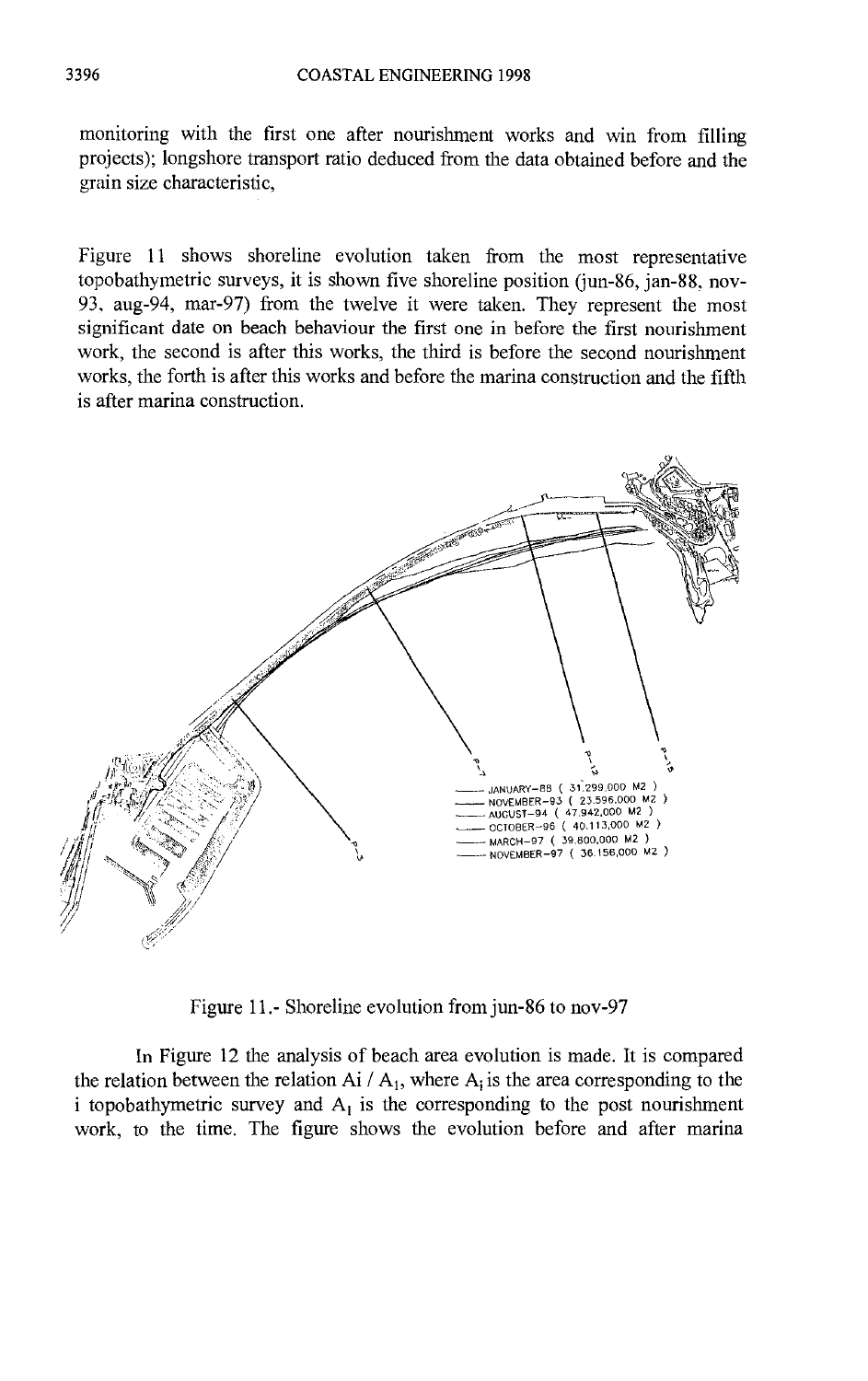monitoring with the first one after nourishment works and win from filling projects); longshore transport ratio deduced from the data obtained before and the grain size characteristic,

Figure 11 shows shoreline evolution taken from the most representative topobathymetric surveys, it is shown five shoreline position (jun-86, jan-88, nov-93, aug-94, mar-97) from the twelve it were taken. They represent the most significant date on beach behaviour the first one in before the first nourishment work, the second is after this works, the third is before the second nourishment works, the forth is after this works and before the marina construction and the fifth is after marina construction.

JANUARY-88 ( 31.299.000 M2 )
NOVEMBER-93 ( 23.596.000 M2 )
AUGUST-94 ( 47.942.000 M2 )
OCTOBER-96 ( 40.113.000 M2 )
MARCH-97 ( 39.800.000 M2 )
NOVEMBER-97 ( 36.156.000 M2 )

Figure 11.- Shoreline evolution from jun-86 to nov-97

In Figure 12 the analysis of beach area evolution is made. It is compared the relation between the relation $A_i / A_1$, where $A_i$ is the area corresponding to the i topobathymetric survey and $A_1$ is the corresponding to the post nourishment work, to the time. The figure shows the evolution before and after marina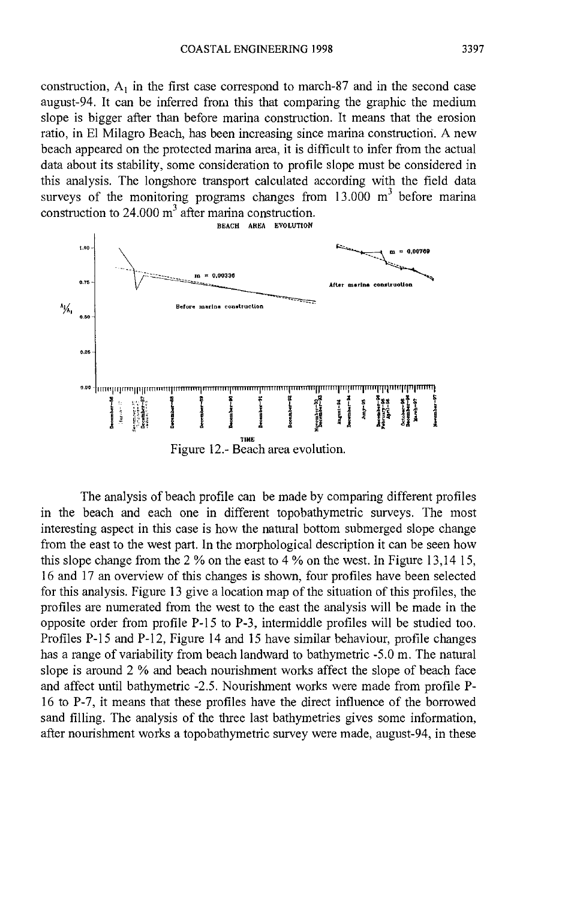construction, $A_1$ in the first case correspond to march-87 and in the second case august-94. It can be inferred from this that comparing the graphic the medium slope is bigger after than before marina construction. It means that the erosion ratio, in El Milagro Beach, has been increasing since marina construction. A new beach appeared on the protected marina area, it is difficult to infer from the actual data about its stability, some consideration to profile slope must be considered in this analysis. The longshore transport calculated according with the field data surveys of the monitoring programs changes from 13.000 $m^3$ before marina construction to 24.000 $m^3$ after marina construction.

Figure 12.- Beach area evolution.

The analysis of beach profile can be made by comparing different profiles in the beach and each one in different topobathymetric surveys. The most interesting aspect in this case is how the natural bottom submerged slope change from the east to the west part. In the morphological description it can be seen how this slope change from the 2 % on the east to 4 % on the west. In Figure 13,14 15, 16 and 17 an overview of this changes is shown, four profiles have been selected for this analysis. Figure 13 give a location map of the situation of this profiles, the profiles are numerated from the west to the east the analysis will be made in the opposite order from profile P-15 to P-3, intermiddle profiles will be studied too. Profiles P-15 and P-12, Figure 14 and 15 have similar behaviour, profile changes has a range of variability from beach landward to bathymetric -5.0 m. The natural slope is around 2 % and beach nourishment works affect the slope of beach face and affect until bathymetric -2.5. Nourishment works were made from profile P-16 to P-7, it means that these profiles have the direct influence of the borrowed sand filling. The analysis of the three last bathymetries gives some information, after nourishment works a topobathymetric survey were made, august-94, in these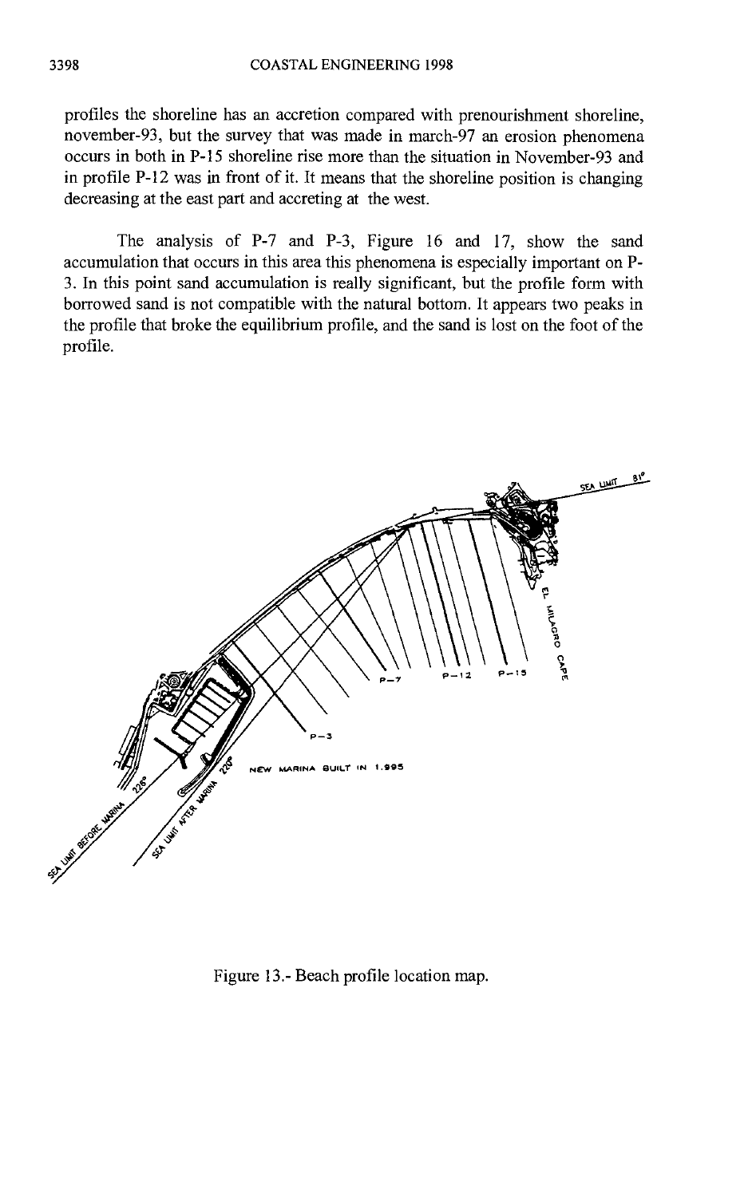profiles the shoreline has an accretion compared with prenourishment shoreline, november-93, but the survey that was made in march-97 an erosion phenomena occurs in both in P-15 shoreline rise more than the situation in November-93 and in profile P-12 was in front of it. It means that the shoreline position is changing decreasing at the east part and accreting at the west.

The analysis of P-7 and P-3, Figure 16 and 17, show the sand accumulation that occurs in this area this phenomena is especially important on P-3. In this point sand accumulation is really significant, but the profile form with borrowed sand is not compatible with the natural bottom. It appears two peaks in the profile that broke the equilibrium profile, and the sand is lost on the foot of the profile.

Figure 13.- Beach profile location map.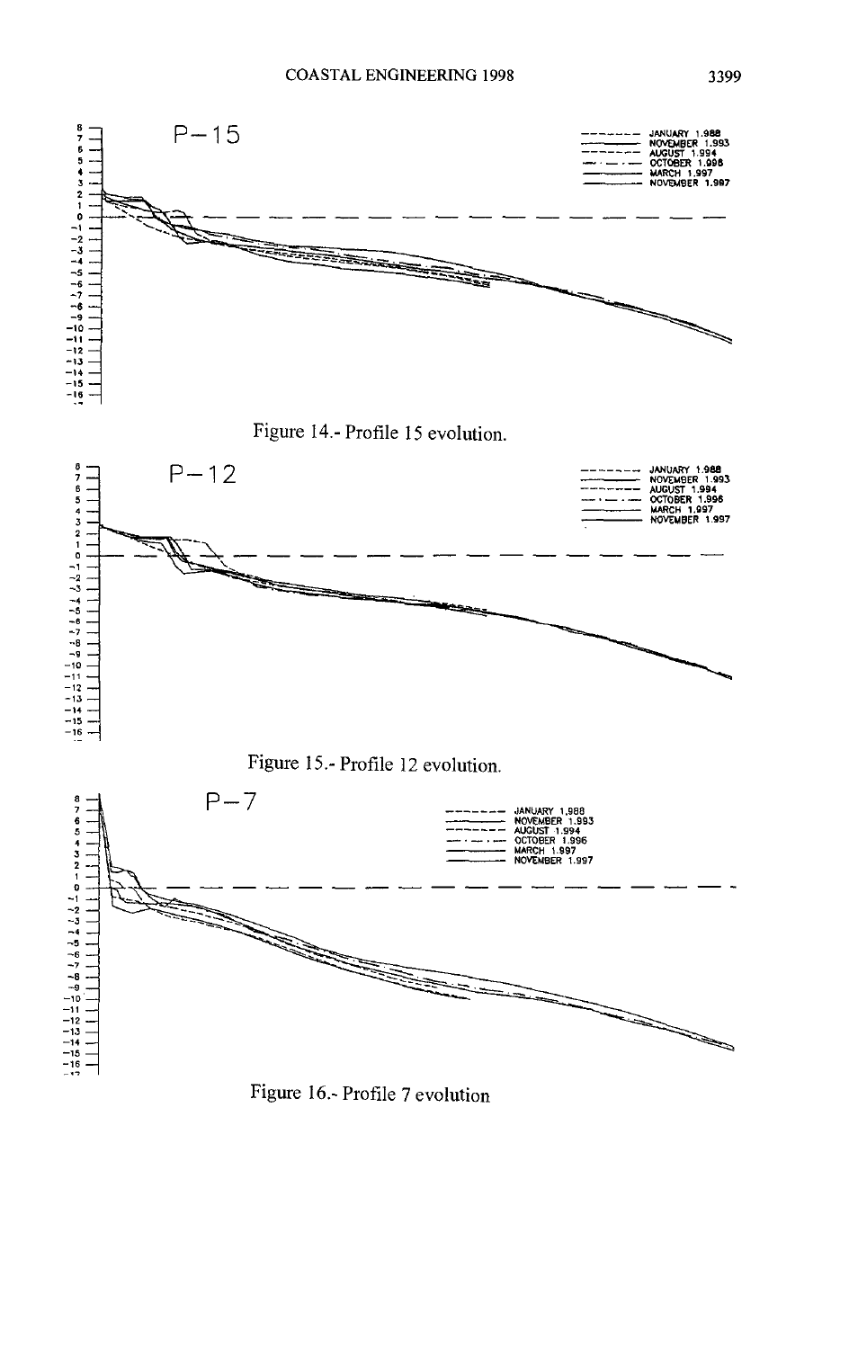Figure 14.- Profile 15 evolution.

Figure 15.- Profile 12 evolution.

Figure 16.- Profile 7 evolution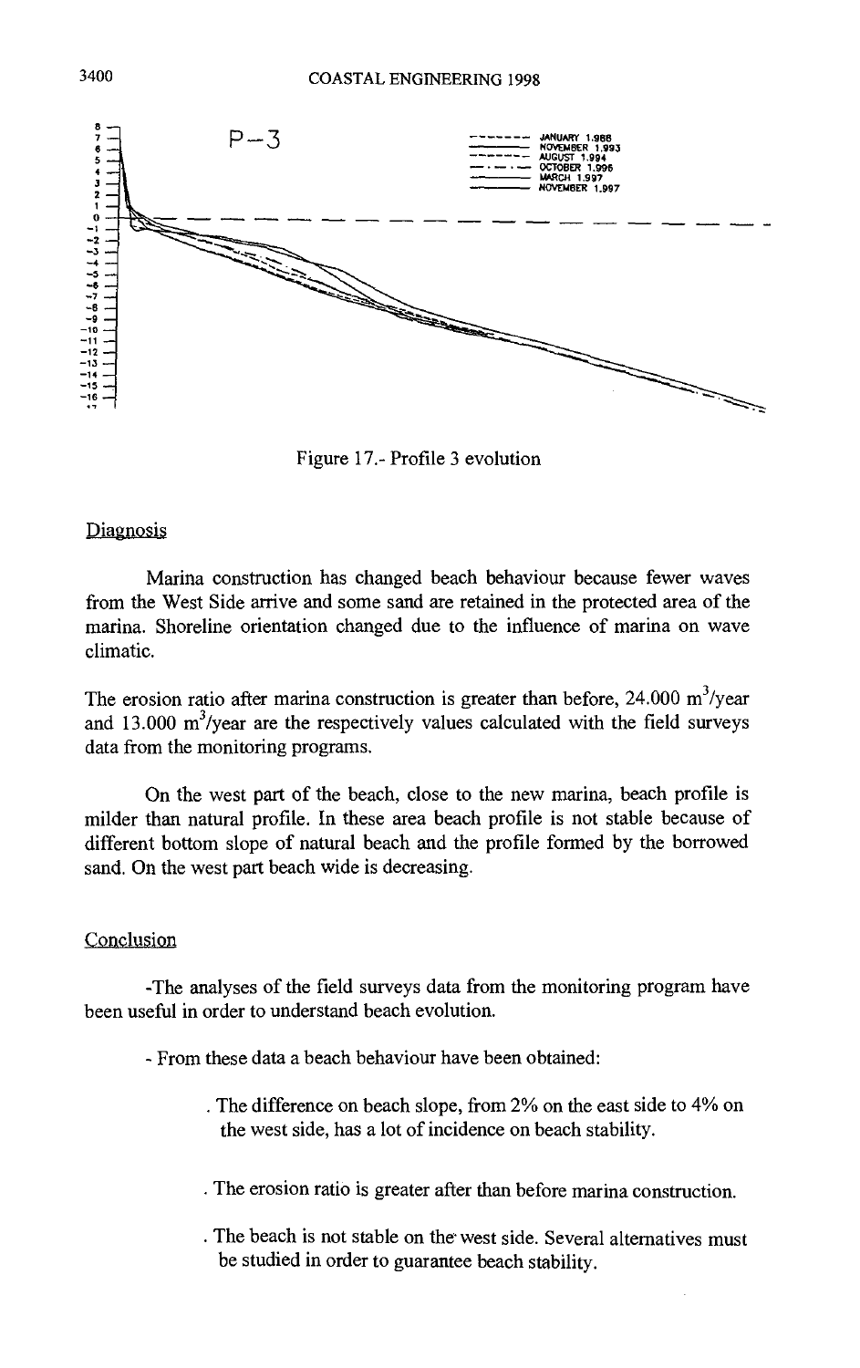P-3

JANUARY 1.988
NOVEMBER 1.993
AUGUST 1.994
OCTOBER 1.996
MARCH 1.997
NOVEMBER 1.997

8
7
6
5
4
3
2
1
0
-1
-2
-3
-4
-5
-6
-7
-8
-9
-10
-11
-12
-13
-14
-15
-16

Figure 17.- Profile 3 evolution

## Diagnosis

Marina construction has changed beach behaviour because fewer waves from the West Side arrive and some sand are retained in the protected area of the marina. Shoreline orientation changed due to the influence of marina on wave climatic.

The erosion ratio after marina construction is greater than before, 24.000 $m^3$/year and 13.000 $m^3$/year are the respectively values calculated with the field surveys data from the monitoring programs.

On the west part of the beach, close to the new marina, beach profile is milder than natural profile. In these area beach profile is not stable because of different bottom slope of natural beach and the profile formed by the borrowed sand. On the west part beach wide is decreasing.

## Conclusion

-The analyses of the field surveys data from the monitoring program have been useful in order to understand beach evolution.

- From these data a beach behaviour have been obtained:

  . The difference on beach slope, from 2% on the east side to 4% on the west side, has a lot of incidence on beach stability.

  . The erosion ratio is greater after than before marina construction.

  . The beach is not stable on the west side. Several alternatives must be studied in order to guarantee beach stability.